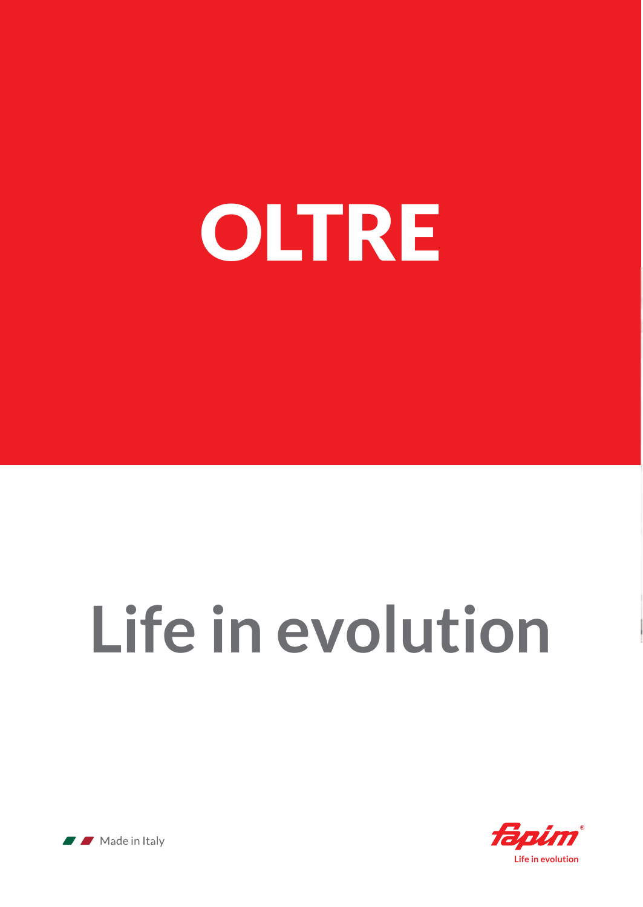# OLTRE

## Life in evolution

Made in Italy

fapim®
Life in evolution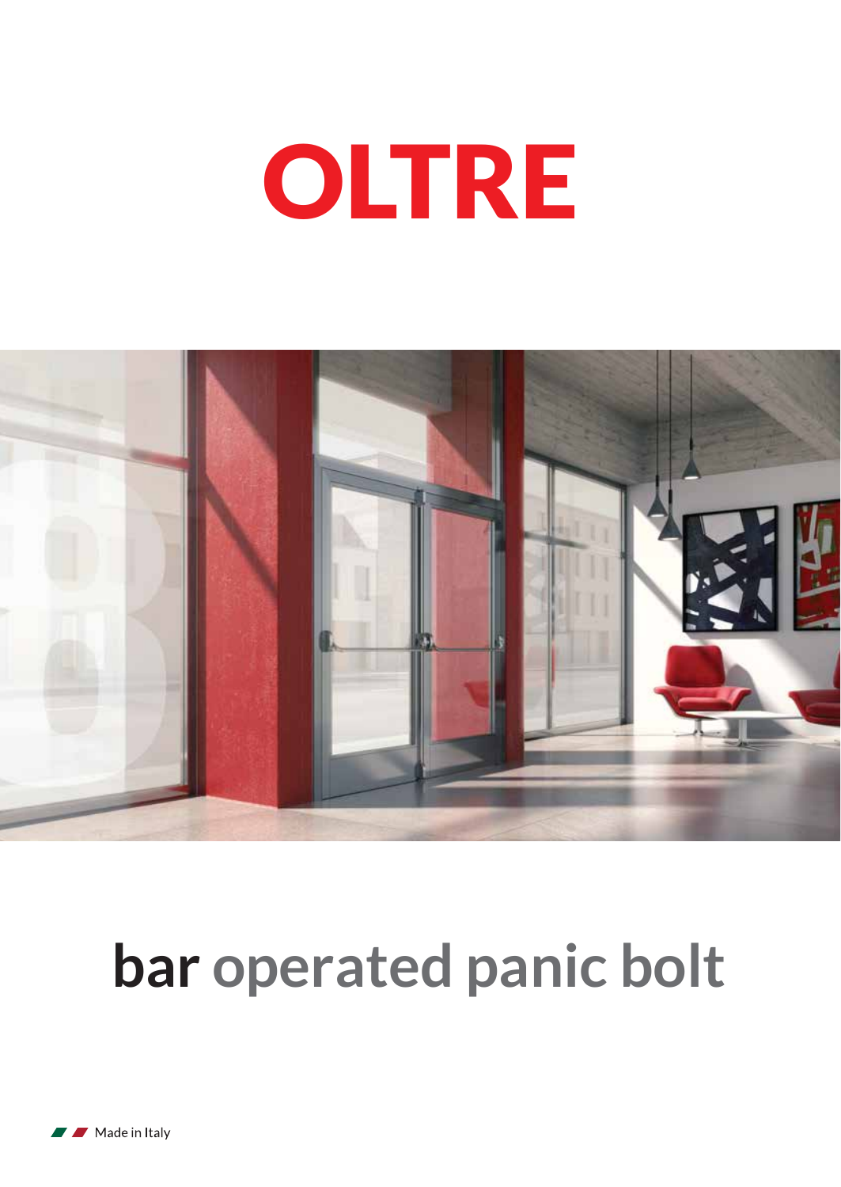# OLTRE

## **bar** operated panic bolt

Made in Italy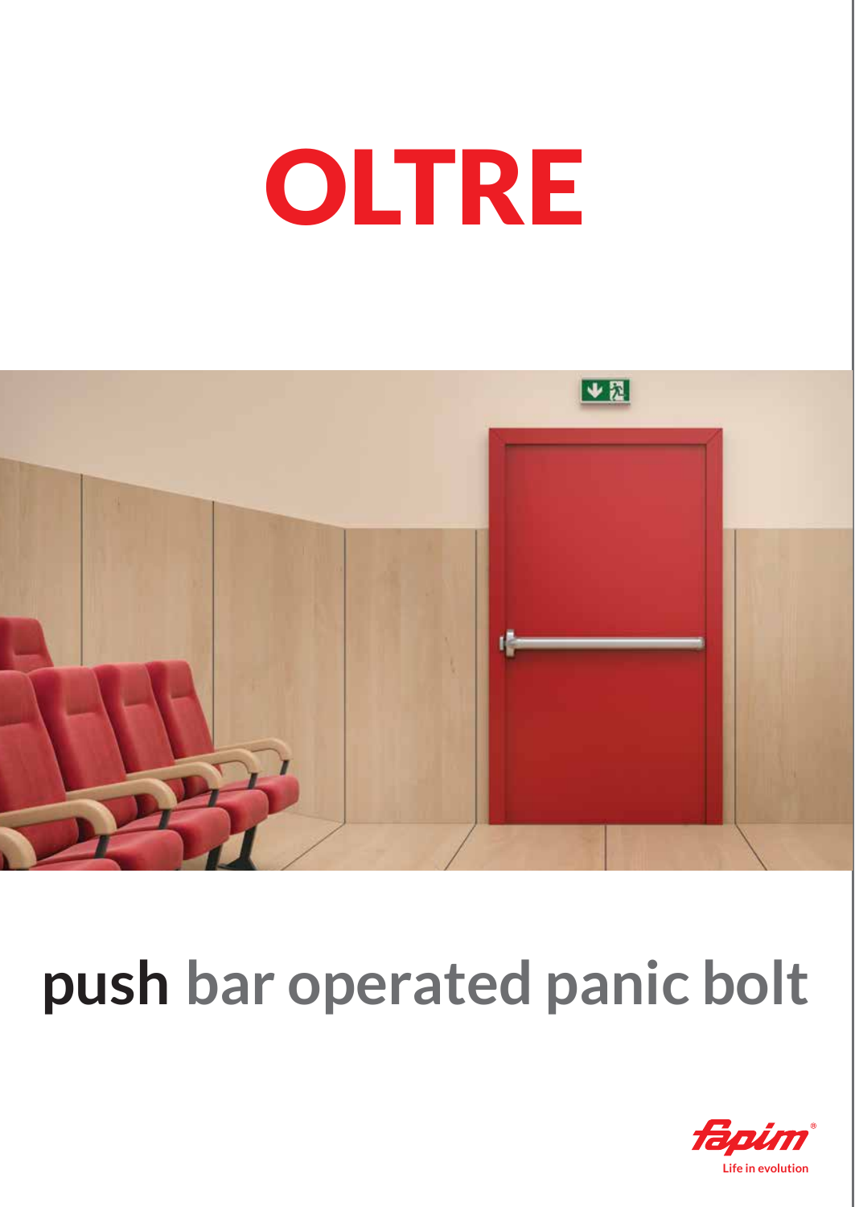# OLTRE

## push bar operated panic bolt

fapim®
Life in evolution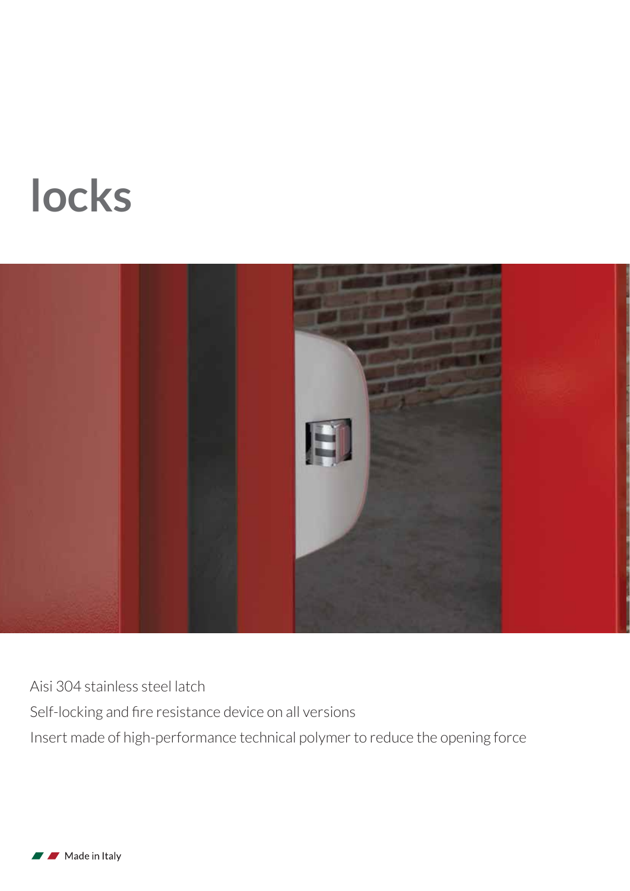# locks

Aisi 304 stainless steel latch

Self-locking and fire resistance device on all versions

Insert made of high-performance technical polymer to reduce the opening force

Made in Italy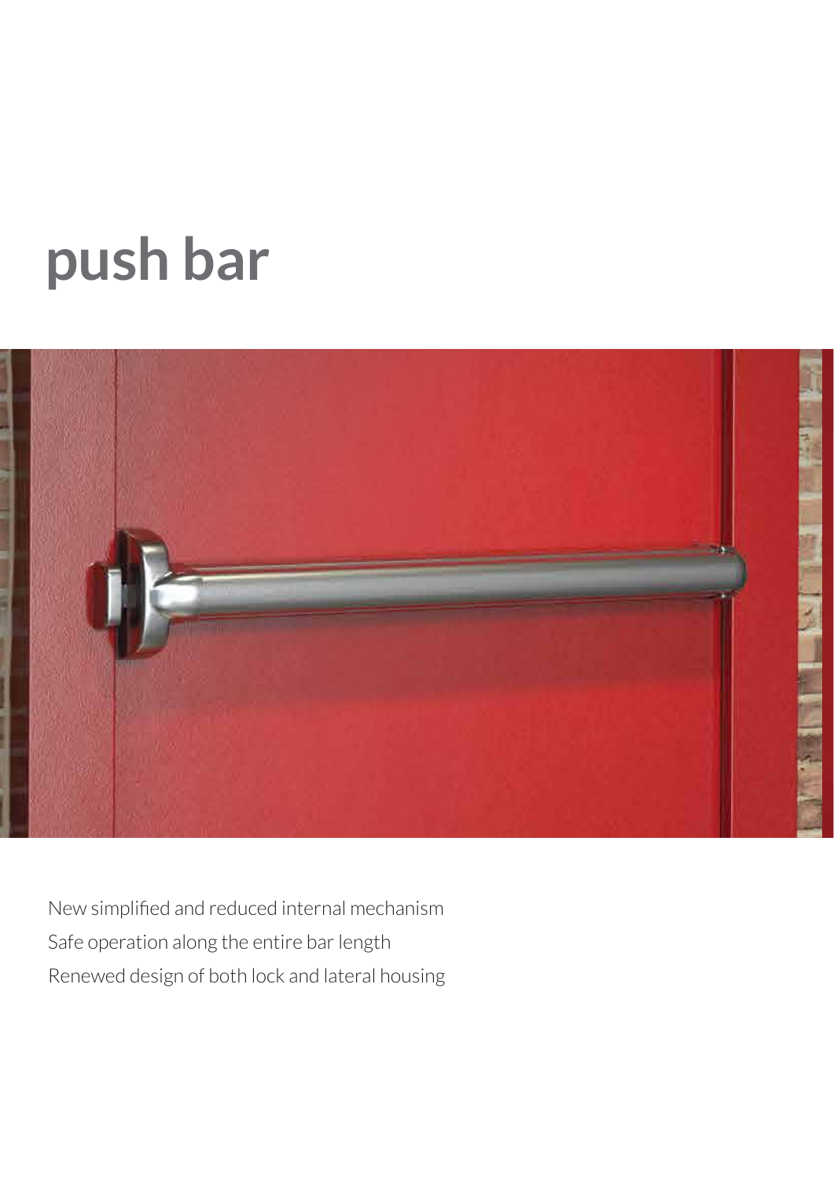# push bar

New simplified and reduced internal mechanism

Safe operation along the entire bar length

Renewed design of both lock and lateral housing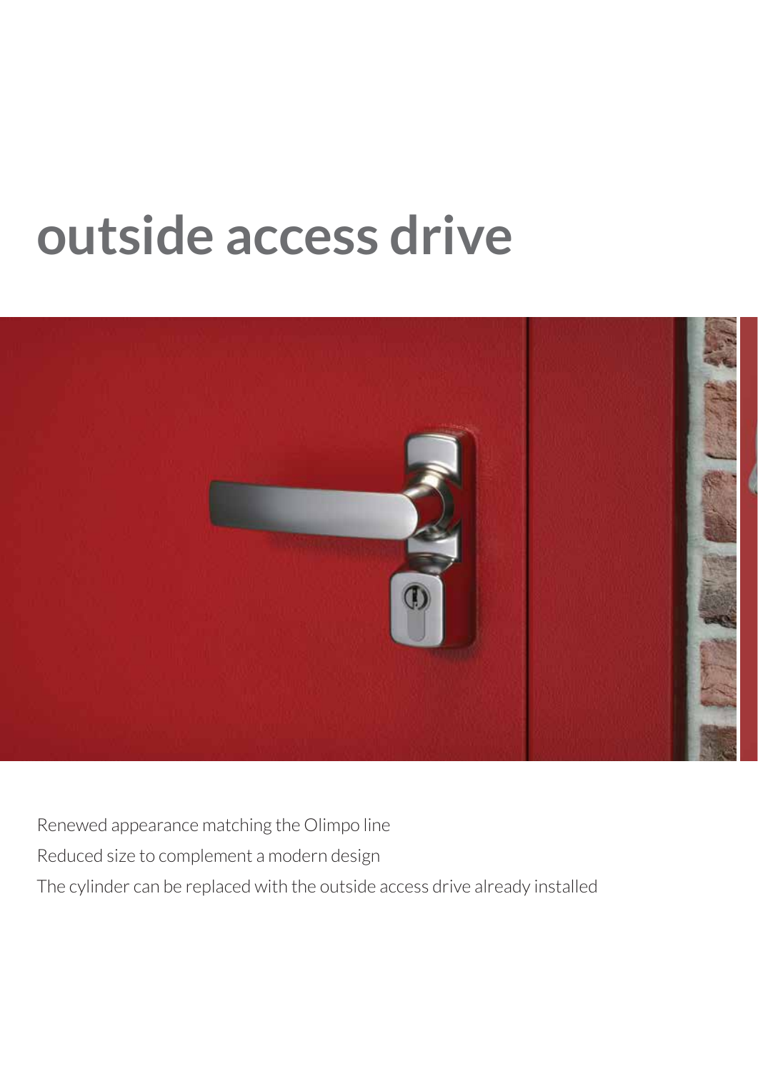# outside access drive

Renewed appearance matching the Olimpo line

Reduced size to complement a modern design

The cylinder can be replaced with the outside access drive already installed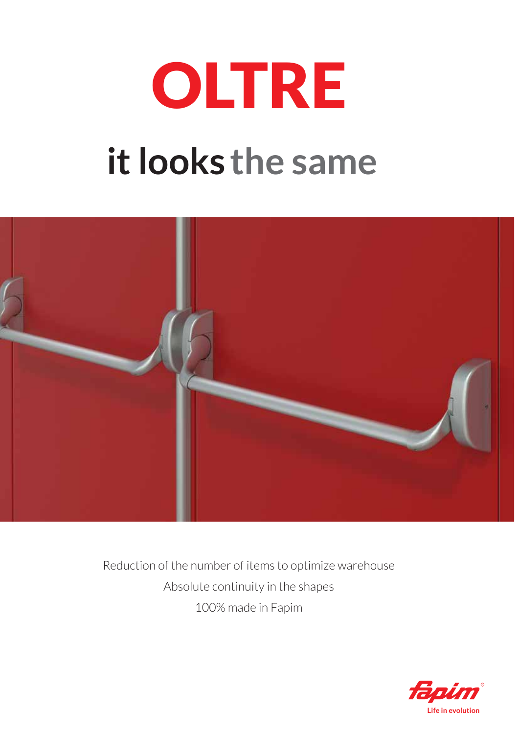# OLTRE

## it looks the same

Reduction of the number of items to optimize warehouse

Absolute continuity in the shapes

100% made in Fapim

Life in evolution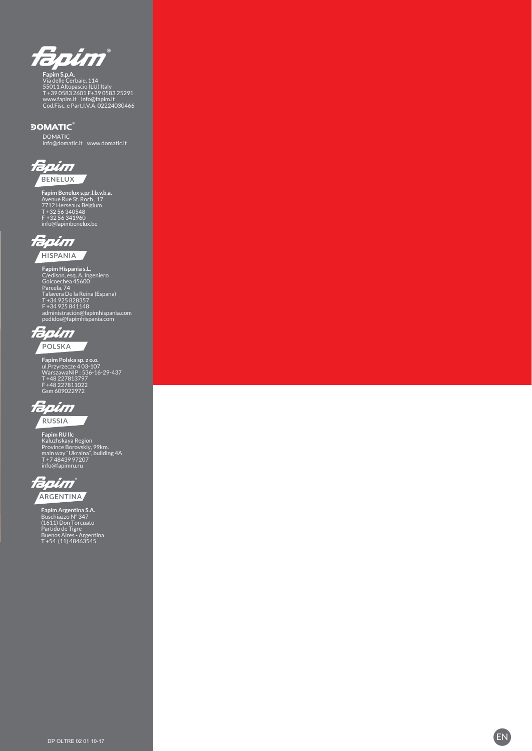fapim®

**Fapim S.p.A.**
Via delle Cerbaie, 114
55011 Altopascio (LU) Italy
T +39 0583 2601 F+39 0583 25291
www.fapim.it info@fapim.it
Cod.Fisc. e Part.I.V.A. 02224030466

DOMATIC®

DOMATIC
info@domatic.it www.domatic.it

fapim BENELUX

**Fapim Benelux s.pr.l.b.v.b.a.**
Avenue Rue St. Roch , 17
7712 Herseaux Belgium
T +32 56 340548
F +32 56 341960
info@fapimbenelux.be

fapim HISPANIA

**Fapim Hispania s.L.**
C/edison, esq. A. Ingeniero
Goicoechea 45600
Parcela, 74
Talavera De la Reina (Espana)
T +34 925 828357
F +34 925 841148
administración@fapimhispania.com
pedidos@fapimhispania.com

fapim POLSKA

**Fapim Polska sp. z o.o.**
ul.Przyrzecze 4 03-107
WarszawaNIP : 536-16-29-437
T +48 227813797
F +48 227811022
Gsm 609022972

fapim RUSSIA

**Fapim RU llc**
Kaluzhskaya Region
Province Borovskiy, 99km.
main way "Ukraina", building 4A
T +7 48439 97207
info@fapimru.ru

fapim® ARGENTINA

**Fapim Argentina S.A.**
Buschiazzo Nº 347
(1611) Don Torcuato
Partido de Tigre
Buenos Aires - Argentina
T +54 (11) 48463545

DP OLTRE 02 01 10-17

EN